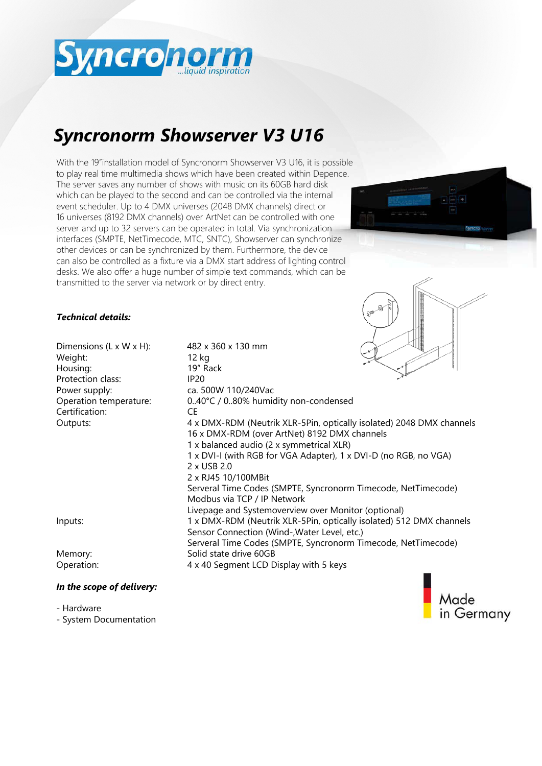# Syncronorm Showserver V3 U16

With the 19"installation model of Syncronorm Showserver V3 U16, it is possible to play real time multimedia shows which have been created within Depence. The server saves any number of shows with music on its 60GB hard disk which can be played to the second and can be controlled via the internal event scheduler. Up to 4 DMX universes (2048 DMX channels) direct or 16 universes (8192 DMX channels) over ArtNet can be controlled with one server and up to 32 servers can be operated in total. Via synchronization interfaces (SMPTE, NetTimecode, MTC, SNTC), Showserver can synchronize other devices or can be synchronized by them. Furthermore, the device can also be controlled as a fixture via a DMX start address of lighting control desks. We also offer a huge number of simple text commands, which can be transmitted to the server via network or by direct entry.

***Technical details:***

| | |
|---|---|
| Dimensions (L x W x H): | 482 x 360 x 130 mm |
| Weight: | 12 kg |
| Housing: | 19" Rack |
| Protection class: | IP20 |
| Power supply: | ca. 500W 110/240Vac |
| Operation temperature: | 0..40°C / 0..80% humidity non-condensed |
| Certification: | CE |
| Outputs: | 4 x DMX-RDM (Neutrik XLR-5Pin, optically isolated) 2048 DMX channels |
| | 16 x DMX-RDM (over ArtNet) 8192 DMX channels |
| | 1 x balanced audio (2 x symmetrical XLR) |
| | 1 x DVI-I (with RGB for VGA Adapter), 1 x DVI-D (no RGB, no VGA) |
| | 2 x USB 2.0 |
| | 2 x RJ45 10/100MBit |
| | Serveral Time Codes (SMPTE, Syncronorm Timecode, NetTimecode) |
| | Modbus via TCP / IP Network |
| | Livepage and Systemoverview over Monitor (optional) |
| Inputs: | 1 x DMX-RDM (Neutrik XLR-5Pin, optically isolated) 512 DMX channels |
| | Sensor Connection (Wind-,Water Level, etc.) |
| | Serveral Time Codes (SMPTE, Syncronorm Timecode, NetTimecode) |
| Memory: | Solid state drive 60GB |
| Operation: | 4 x 40 Segment LCD Display with 5 keys |

***In the scope of delivery:***

- Hardware
- System Documentation

Made in Germany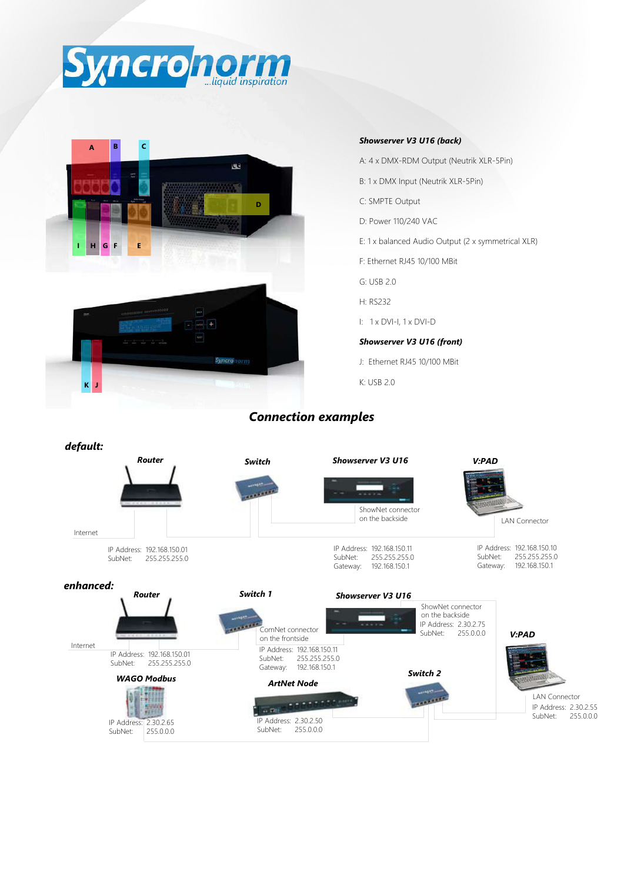Syncronorm ...liquid inspiration

***Showserver V3 U16 (back)***

A: 4 x DMX-RDM Output (Neutrik XLR-5Pin)

B: 1 x DMX Input (Neutrik XLR-5Pin)

C: SMPTE Output

D: Power 110/240 VAC

E: 1 x balanced Audio Output (2 x symmetrical XLR)

F: Ethernet RJ45 10/100 MBit

G: USB 2.0

H: RS232

I: 1 x DVI-I, 1 x DVI-D

***Showserver V3 U16 (front)***

J: Ethernet RJ45 10/100 MBit

K: USB 2.0

## Connection examples

### *default:*

**Router**

Internet

IP Address: 192.168.150.01
SubNet: 255.255.255.0

**Switch**

**Showserver V3 U16**

ShowNet connector on the backside

IP Address: 192.168.150.11
SubNet: 255.255.255.0
Gateway: 192.168.150.1

**V:PAD**

LAN Connector

IP Address: 192.168.150.10
SubNet: 255.255.255.0
Gateway: 192.168.150.1

### *enhanced:*

**Router**

Internet

IP Address: 192.168.150.01
SubNet: 255.255.255.0

**Switch 1**

ComNet connector on the frontside

IP Address: 192.168.150.11
SubNet: 255.255.255.0
Gateway: 192.168.150.1

**Showserver V3 U16**

ShowNet connector on the backside
IP Address: 2.30.2.75
SubNet: 255.0.0.0

**V:PAD**

LAN Connector
IP Address: 2.30.2.55
SubNet: 255.0.0.0

**WAGO Modbus**

IP Address: 2.30.2.65
SubNet: 255.0.0.0

**ArtNet Node**

IP Address: 2.30.2.50
SubNet: 255.0.0.0

**Switch 2**